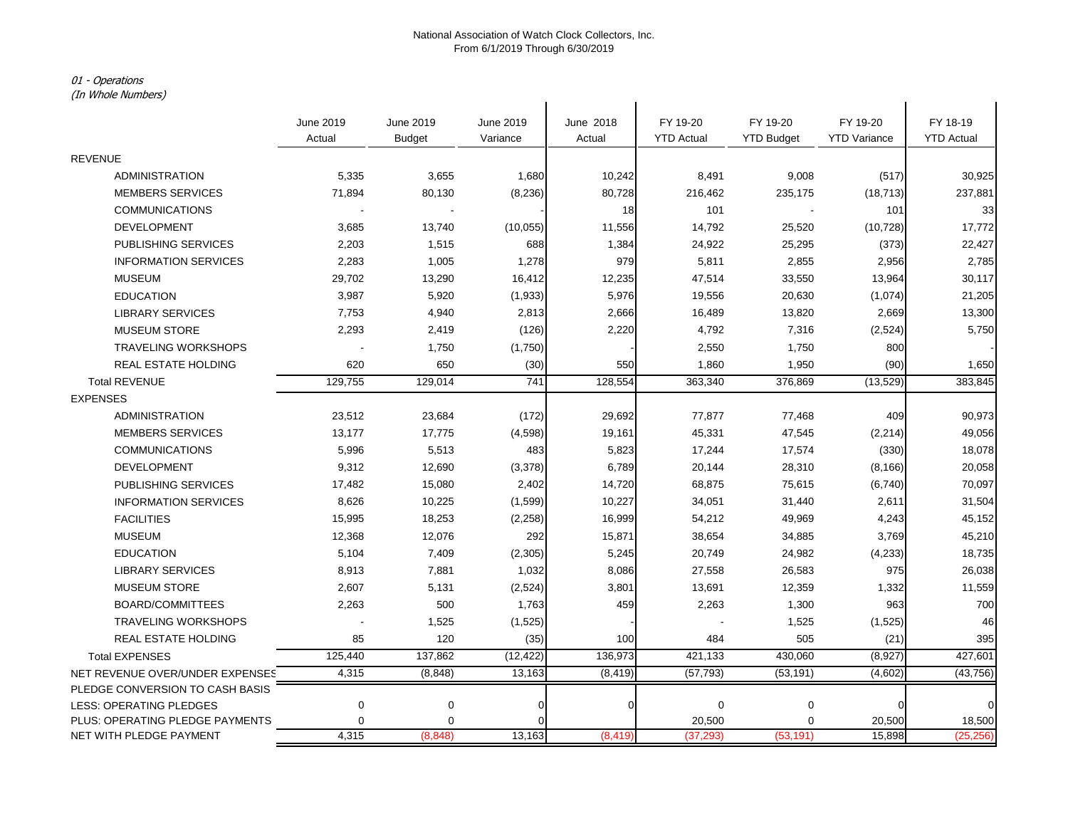National Association of Watch Clock Collectors, Inc.
From 6/1/2019 Through 6/30/2019

*01 - Operations*
*(In Whole Numbers)*

| | June 2019 Actual | June 2019 Budget | June 2019 Variance | June 2018 Actual | FY 19-20 YTD Actual | FY 19-20 YTD Budget | FY 19-20 YTD Variance | FY 18-19 YTD Actual |
|---|---|---|---|---|---|---|---|---|
| REVENUE | | | | | | | | |
| ADMINISTRATION | 5,335 | 3,655 | 1,680 | 10,242 | 8,491 | 9,008 | (517) | 30,925 |
| MEMBERS SERVICES | 71,894 | 80,130 | (8,236) | 80,728 | 216,462 | 235,175 | (18,713) | 237,881 |
| COMMUNICATIONS | - | - | - | 18 | 101 | - | 101 | 33 |
| DEVELOPMENT | 3,685 | 13,740 | (10,055) | 11,556 | 14,792 | 25,520 | (10,728) | 17,772 |
| PUBLISHING SERVICES | 2,203 | 1,515 | 688 | 1,384 | 24,922 | 25,295 | (373) | 22,427 |
| INFORMATION SERVICES | 2,283 | 1,005 | 1,278 | 979 | 5,811 | 2,855 | 2,956 | 2,785 |
| MUSEUM | 29,702 | 13,290 | 16,412 | 12,235 | 47,514 | 33,550 | 13,964 | 30,117 |
| EDUCATION | 3,987 | 5,920 | (1,933) | 5,976 | 19,556 | 20,630 | (1,074) | 21,205 |
| LIBRARY SERVICES | 7,753 | 4,940 | 2,813 | 2,666 | 16,489 | 13,820 | 2,669 | 13,300 |
| MUSEUM STORE | 2,293 | 2,419 | (126) | 2,220 | 4,792 | 7,316 | (2,524) | 5,750 |
| TRAVELING WORKSHOPS | - | 1,750 | (1,750) | - | 2,550 | 1,750 | 800 | - |
| REAL ESTATE HOLDING | 620 | 650 | (30) | 550 | 1,860 | 1,950 | (90) | 1,650 |
| Total REVENUE | 129,755 | 129,014 | 741 | 128,554 | 363,340 | 376,869 | (13,529) | 383,845 |
| EXPENSES | | | | | | | | |
| ADMINISTRATION | 23,512 | 23,684 | (172) | 29,692 | 77,877 | 77,468 | 409 | 90,973 |
| MEMBERS SERVICES | 13,177 | 17,775 | (4,598) | 19,161 | 45,331 | 47,545 | (2,214) | 49,056 |
| COMMUNICATIONS | 5,996 | 5,513 | 483 | 5,823 | 17,244 | 17,574 | (330) | 18,078 |
| DEVELOPMENT | 9,312 | 12,690 | (3,378) | 6,789 | 20,144 | 28,310 | (8,166) | 20,058 |
| PUBLISHING SERVICES | 17,482 | 15,080 | 2,402 | 14,720 | 68,875 | 75,615 | (6,740) | 70,097 |
| INFORMATION SERVICES | 8,626 | 10,225 | (1,599) | 10,227 | 34,051 | 31,440 | 2,611 | 31,504 |
| FACILITIES | 15,995 | 18,253 | (2,258) | 16,999 | 54,212 | 49,969 | 4,243 | 45,152 |
| MUSEUM | 12,368 | 12,076 | 292 | 15,871 | 38,654 | 34,885 | 3,769 | 45,210 |
| EDUCATION | 5,104 | 7,409 | (2,305) | 5,245 | 20,749 | 24,982 | (4,233) | 18,735 |
| LIBRARY SERVICES | 8,913 | 7,881 | 1,032 | 8,086 | 27,558 | 26,583 | 975 | 26,038 |
| MUSEUM STORE | 2,607 | 5,131 | (2,524) | 3,801 | 13,691 | 12,359 | 1,332 | 11,559 |
| BOARD/COMMITTEES | 2,263 | 500 | 1,763 | 459 | 2,263 | 1,300 | 963 | 700 |
| TRAVELING WORKSHOPS | - | 1,525 | (1,525) | - | - | 1,525 | (1,525) | 46 |
| REAL ESTATE HOLDING | 85 | 120 | (35) | 100 | 484 | 505 | (21) | 395 |
| Total EXPENSES | 125,440 | 137,862 | (12,422) | 136,973 | 421,133 | 430,060 | (8,927) | 427,601 |
| NET REVENUE OVER/UNDER EXPENSES | 4,315 | (8,848) | 13,163 | (8,419) | (57,793) | (53,191) | (4,602) | (43,756) |
| PLEDGE CONVERSION TO CASH BASIS | | | | | | | | |
| LESS: OPERATING PLEDGES | 0 | 0 | 0 | 0 | 0 | 0 | 0 | 0 |
| PLUS: OPERATING PLEDGE PAYMENTS | 0 | 0 | 0 | | 20,500 | 0 | 20,500 | 18,500 |
| NET WITH PLEDGE PAYMENT | 4,315 | (8,848) | 13,163 | (8,419) | (37,293) | (53,191) | 15,898 | (25,256) |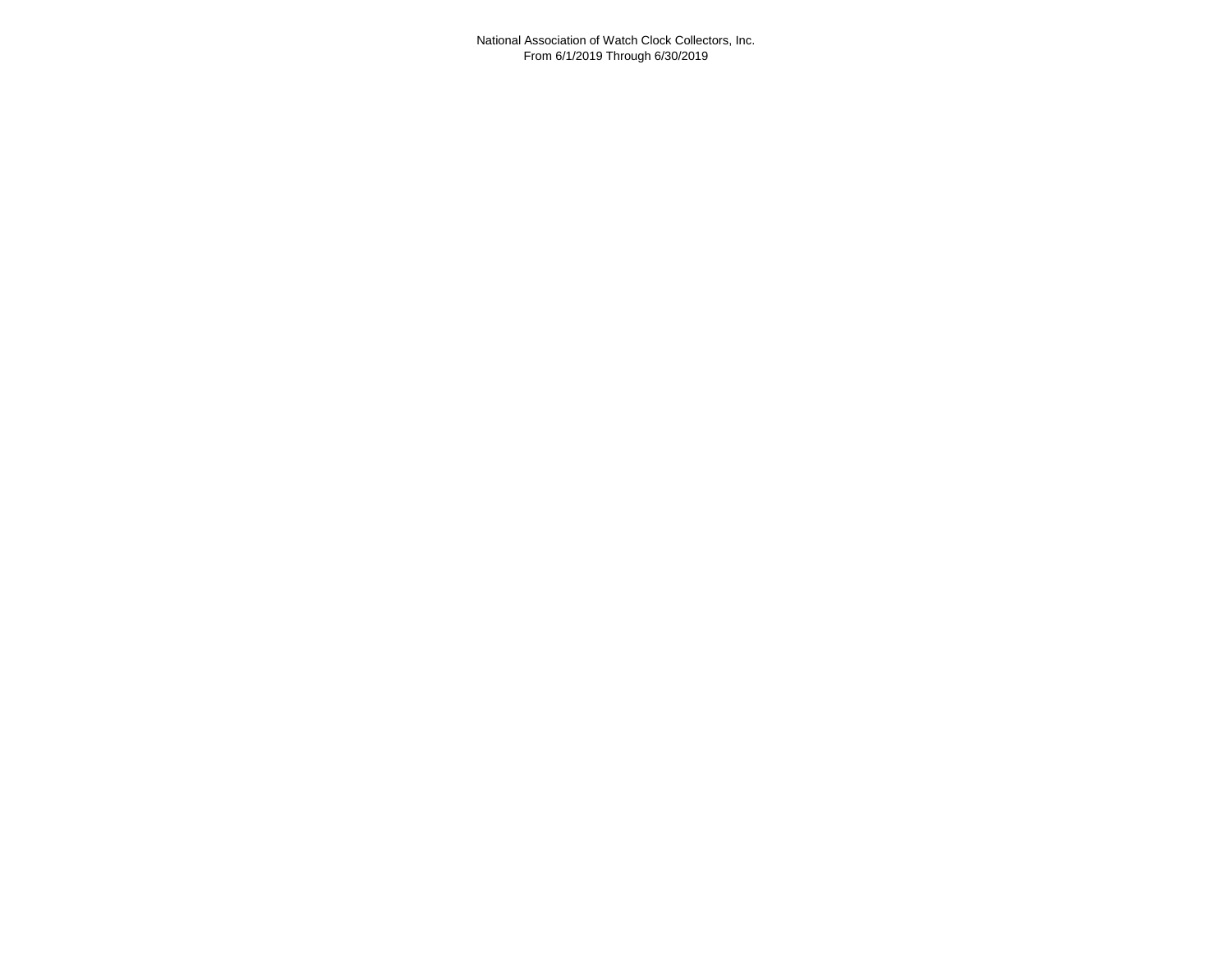National Association of Watch Clock Collectors, Inc.
From 6/1/2019 Through 6/30/2019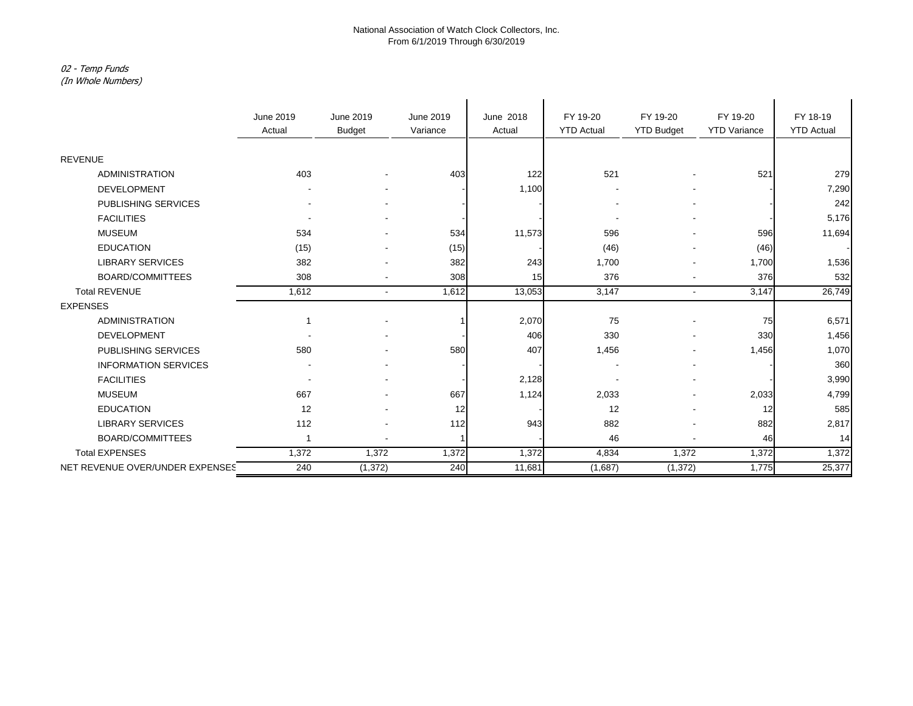National Association of Watch Clock Collectors, Inc.
From 6/1/2019 Through 6/30/2019

*02 - Temp Funds*
*(In Whole Numbers)*

| | June 2019 Actual | June 2019 Budget | June 2019 Variance | June 2018 Actual | FY 19-20 YTD Actual | FY 19-20 YTD Budget | FY 19-20 YTD Variance | FY 18-19 YTD Actual |
|---|---|---|---|---|---|---|---|---|
| REVENUE | | | | | | | | |
| ADMINISTRATION | 403 | - | 403 | 122 | 521 | - | 521 | 279 |
| DEVELOPMENT | - | - | - | 1,100 | - | - | - | 7,290 |
| PUBLISHING SERVICES | - | - | - | - | - | - | - | 242 |
| FACILITIES | - | - | - | - | - | - | - | 5,176 |
| MUSEUM | 534 | - | 534 | 11,573 | 596 | - | 596 | 11,694 |
| EDUCATION | (15) | - | (15) | - | (46) | - | (46) | - |
| LIBRARY SERVICES | 382 | - | 382 | 243 | 1,700 | - | 1,700 | 1,536 |
| BOARD/COMMITTEES | 308 | - | 308 | 15 | 376 | - | 376 | 532 |
| Total REVENUE | 1,612 | - | 1,612 | 13,053 | 3,147 | - | 3,147 | 26,749 |
| EXPENSES | | | | | | | | |
| ADMINISTRATION | 1 | - | 1 | 2,070 | 75 | - | 75 | 6,571 |
| DEVELOPMENT | - | - | - | 406 | 330 | - | 330 | 1,456 |
| PUBLISHING SERVICES | 580 | - | 580 | 407 | 1,456 | - | 1,456 | 1,070 |
| INFORMATION SERVICES | - | - | - | - | - | - | - | 360 |
| FACILITIES | - | - | - | 2,128 | - | - | - | 3,990 |
| MUSEUM | 667 | - | 667 | 1,124 | 2,033 | - | 2,033 | 4,799 |
| EDUCATION | 12 | - | 12 | - | 12 | - | 12 | 585 |
| LIBRARY SERVICES | 112 | - | 112 | 943 | 882 | - | 882 | 2,817 |
| BOARD/COMMITTEES | 1 | - | 1 | - | 46 | - | 46 | 14 |
| Total EXPENSES | 1,372 | 1,372 | 1,372 | 1,372 | 4,834 | 1,372 | 1,372 | 1,372 |
| NET REVENUE OVER/UNDER EXPENSES | 240 | (1,372) | 240 | 11,681 | (1,687) | (1,372) | 1,775 | 25,377 |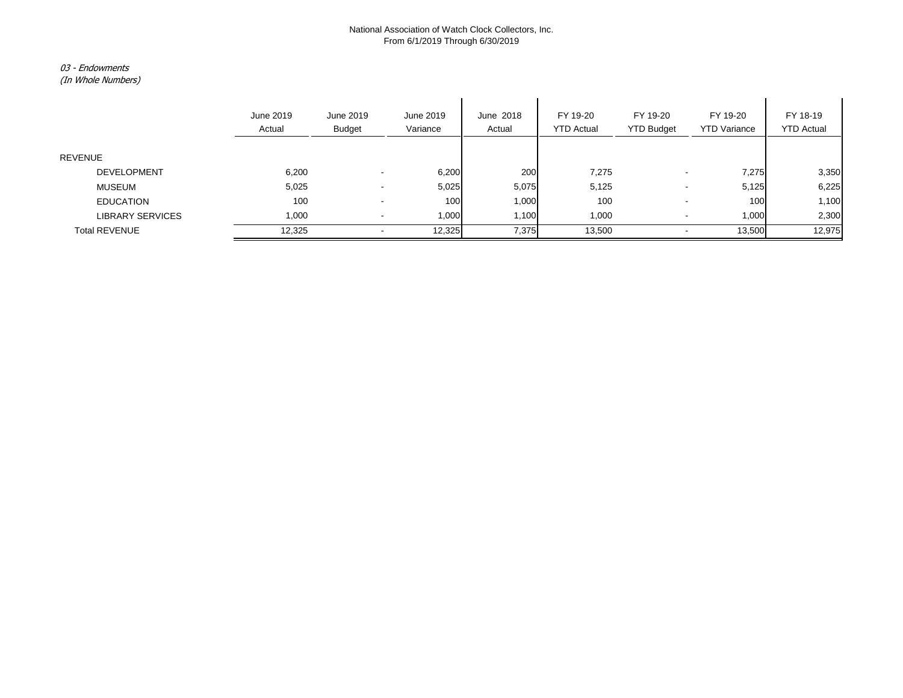National Association of Watch Clock Collectors, Inc.
From 6/1/2019 Through 6/30/2019

*03 - Endowments*
*(In Whole Numbers)*

| | June 2019 Actual | June 2019 Budget | June 2019 Variance | June 2018 Actual | FY 19-20 YTD Actual | FY 19-20 YTD Budget | FY 19-20 YTD Variance | FY 18-19 YTD Actual |
|---|---|---|---|---|---|---|---|---|
| REVENUE | | | | | | | | |
| DEVELOPMENT | 6,200 | - | 6,200 | 200 | 7,275 | - | 7,275 | 3,350 |
| MUSEUM | 5,025 | - | 5,025 | 5,075 | 5,125 | - | 5,125 | 6,225 |
| EDUCATION | 100 | - | 100 | 1,000 | 100 | - | 100 | 1,100 |
| LIBRARY SERVICES | 1,000 | - | 1,000 | 1,100 | 1,000 | - | 1,000 | 2,300 |
| Total REVENUE | 12,325 | - | 12,325 | 7,375 | 13,500 | - | 13,500 | 12,975 |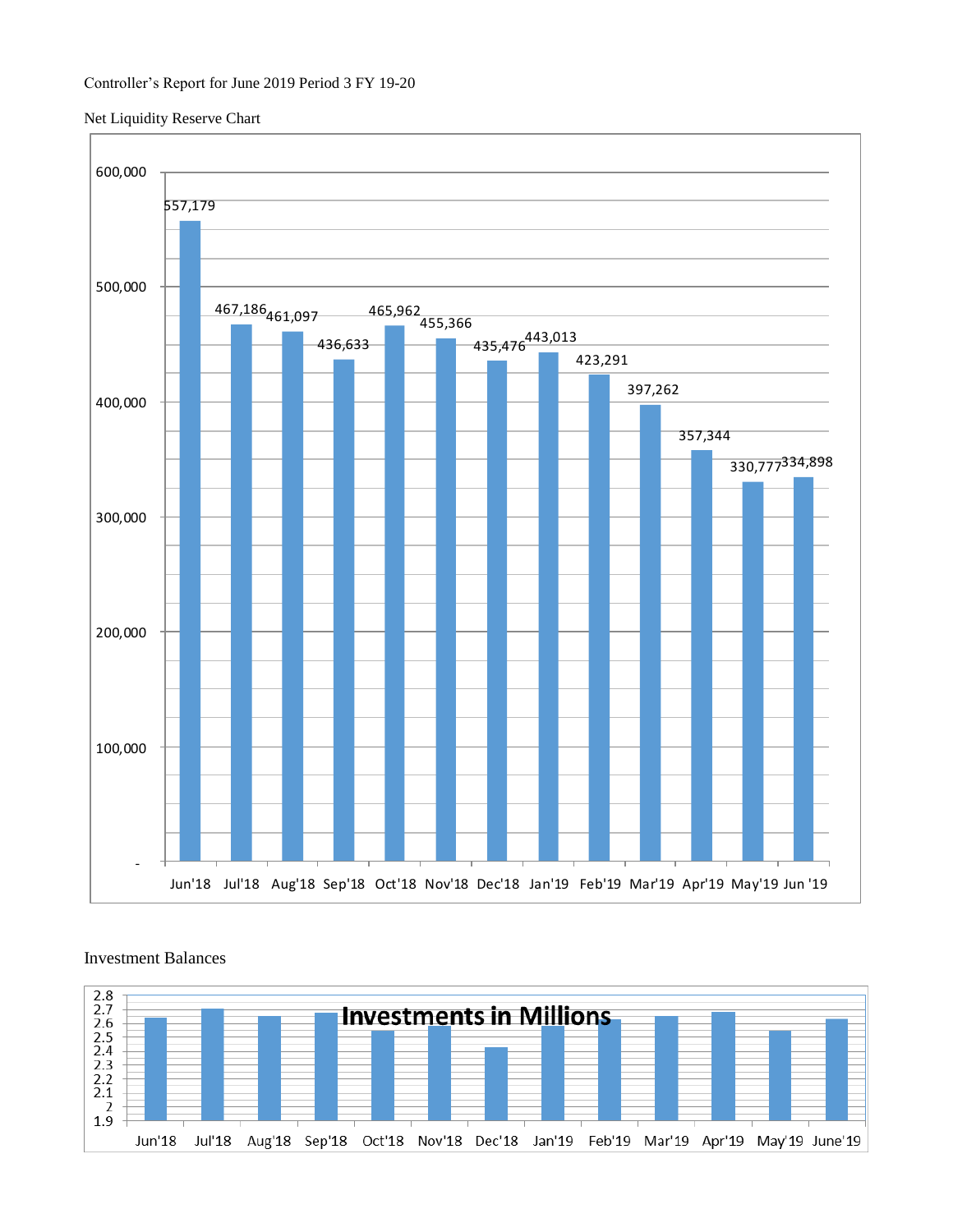Controller's Report for June 2019 Period 3 FY 19-20

Net Liquidity Reserve Chart

| Month | Net Liquidity Reserve |
|---|---|
| Jun'18 | 557,179 |
| Jul'18 | 467,186 |
| Aug'18 | 461,097 |
| Sep'18 | 436,633 |
| Oct'18 | 465,962 |
| Nov'18 | 455,366 |
| Dec'18 | 435,476 |
| Jan'19 | 443,013 |
| Feb'19 | 423,291 |
| Mar'19 | 397,262 |
| Apr'19 | 357,344 |
| May'19 | 330,777 |
| Jun '19 | 334,898 |

Investment Balances

**Investments in Millions**

Months shown: Jun'18, Jul'18, Aug'18, Sep'18, Oct'18, Nov'18, Dec'18, Jan'19, Feb'19, Mar'19, Apr'19, May'19, June'19 (y-axis 1.9 to 2.8)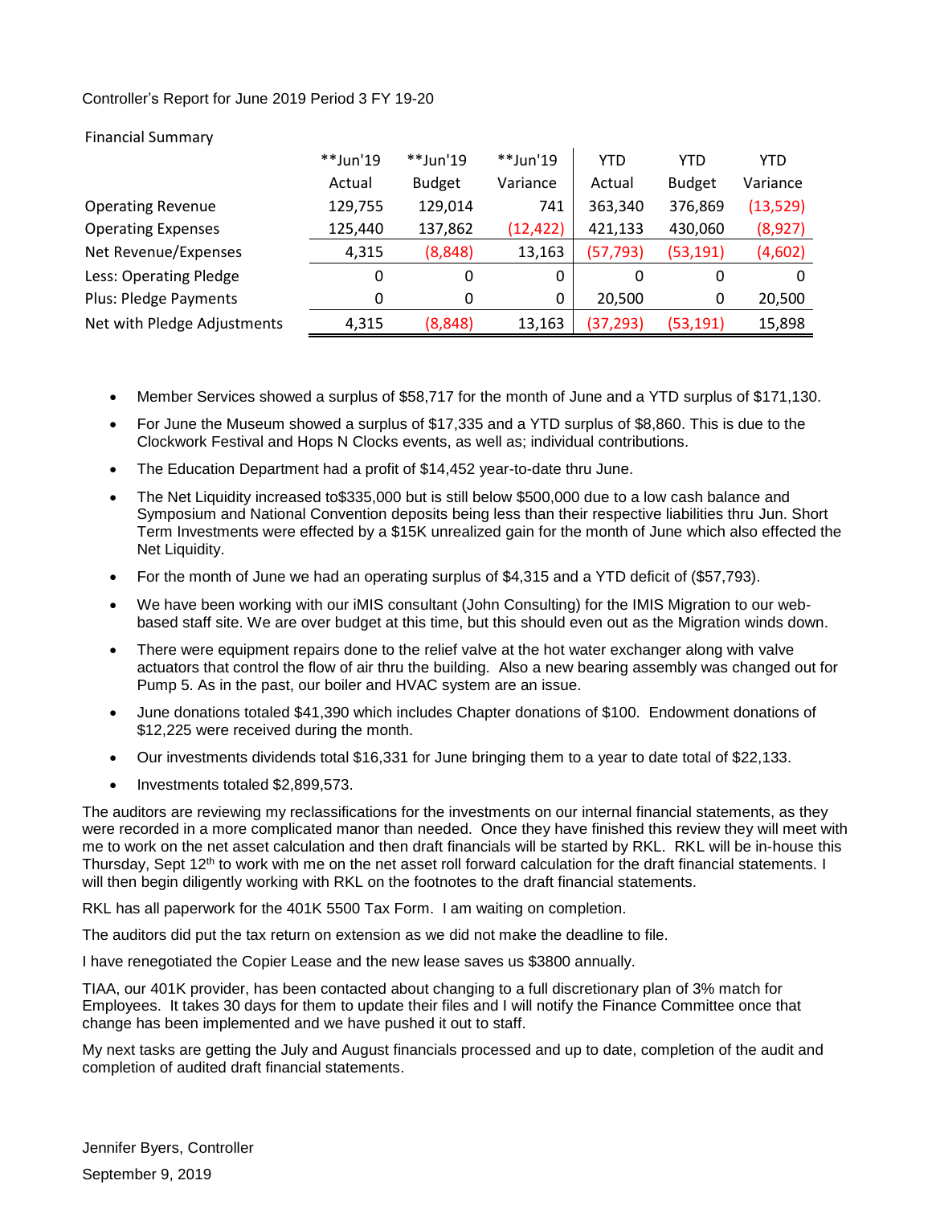Controller's Report for June 2019 Period 3 FY 19-20

Financial Summary

| | **Jun'19 Actual | **Jun'19 Budget | **Jun'19 Variance | YTD Actual | YTD Budget | YTD Variance |
|---|---|---|---|---|---|---|
| Operating Revenue | 129,755 | 129,014 | 741 | 363,340 | 376,869 | (13,529) |
| Operating Expenses | 125,440 | 137,862 | (12,422) | 421,133 | 430,060 | (8,927) |
| Net Revenue/Expenses | 4,315 | (8,848) | 13,163 | (57,793) | (53,191) | (4,602) |
| Less: Operating Pledge | 0 | 0 | 0 | 0 | 0 | 0 |
| Plus: Pledge Payments | 0 | 0 | 0 | 20,500 | 0 | 20,500 |
| Net with Pledge Adjustments | 4,315 | (8,848) | 13,163 | (37,293) | (53,191) | 15,898 |

- Member Services showed a surplus of $58,717 for the month of June and a YTD surplus of $171,130.
- For June the Museum showed a surplus of $17,335 and a YTD surplus of $8,860. This is due to the Clockwork Festival and Hops N Clocks events, as well as; individual contributions.
- The Education Department had a profit of $14,452 year-to-date thru June.
- The Net Liquidity increased to$335,000 but is still below $500,000 due to a low cash balance and Symposium and National Convention deposits being less than their respective liabilities thru Jun. Short Term Investments were effected by a $15K unrealized gain for the month of June which also effected the Net Liquidity.
- For the month of June we had an operating surplus of $4,315 and a YTD deficit of ($57,793).
- We have been working with our iMIS consultant (John Consulting) for the IMIS Migration to our web-based staff site. We are over budget at this time, but this should even out as the Migration winds down.
- There were equipment repairs done to the relief valve at the hot water exchanger along with valve actuators that control the flow of air thru the building. Also a new bearing assembly was changed out for Pump 5. As in the past, our boiler and HVAC system are an issue.
- June donations totaled $41,390 which includes Chapter donations of $100. Endowment donations of $12,225 were received during the month.
- Our investments dividends total $16,331 for June bringing them to a year to date total of $22,133.
- Investments totaled $2,899,573.

The auditors are reviewing my reclassifications for the investments on our internal financial statements, as they were recorded in a more complicated manor than needed. Once they have finished this review they will meet with me to work on the net asset calculation and then draft financials will be started by RKL. RKL will be in-house this Thursday, Sept 12th to work with me on the net asset roll forward calculation for the draft financial statements. I will then begin diligently working with RKL on the footnotes to the draft financial statements.

RKL has all paperwork for the 401K 5500 Tax Form. I am waiting on completion.

The auditors did put the tax return on extension as we did not make the deadline to file.

I have renegotiated the Copier Lease and the new lease saves us $3800 annually.

TIAA, our 401K provider, has been contacted about changing to a full discretionary plan of 3% match for Employees. It takes 30 days for them to update their files and I will notify the Finance Committee once that change has been implemented and we have pushed it out to staff.

My next tasks are getting the July and August financials processed and up to date, completion of the audit and completion of audited draft financial statements.

Jennifer Byers, Controller

September 9, 2019